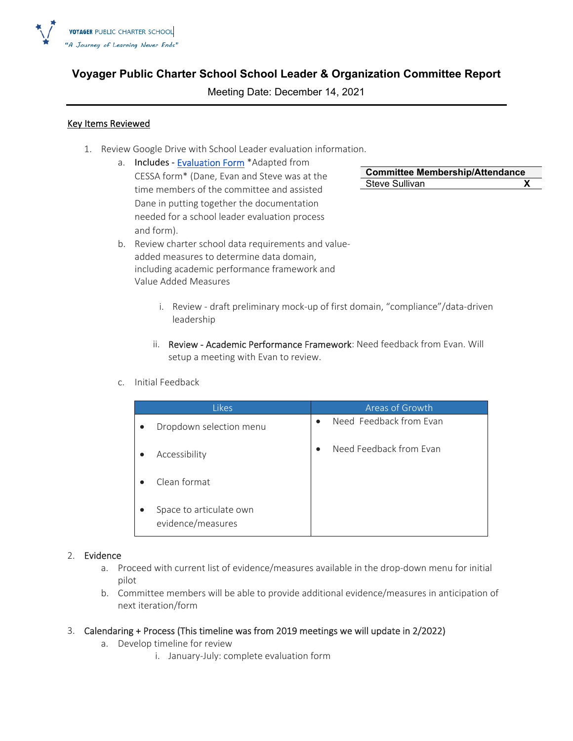VOYAGER PUBLIC CHARTER SCHOOL
*"A Journey of Learning Never Ends"*

# Voyager Public Charter School School Leader & Organization Committee Report

Meeting Date: December 14, 2021

| Committee Membership/Attendance | |
|---|---|
| Steve Sullivan | X |

## Key Items Reviewed

1. Review Google Drive with School Leader evaluation information.
   a. Includes - Evaluation Form *Adapted from CESSA form* (Dane, Evan and Steve was at the time members of the committee and assisted Dane in putting together the documentation needed for a school leader evaluation process and form).
   b. Review charter school data requirements and value-added measures to determine data domain, including academic performance framework and Value Added Measures
      i. Review - draft preliminary mock-up of first domain, "compliance"/data-driven leadership
      ii. Review - Academic Performance Framework: Need feedback from Evan. Will setup a meeting with Evan to review.
   c. Initial Feedback

| Likes | Areas of Growth |
|---|---|
| • Dropdown selection menu<br>• Accessibility<br>• Clean format<br>• Space to articulate own evidence/measures | • Need Feedback from Evan<br>• Need Feedback from Evan |

2. Evidence
   a. Proceed with current list of evidence/measures available in the drop-down menu for initial pilot
   b. Committee members will be able to provide additional evidence/measures in anticipation of next iteration/form

3. Calendaring + Process (This timeline was from 2019 meetings we will update in 2/2022)
   a. Develop timeline for review
      i. January-July: complete evaluation form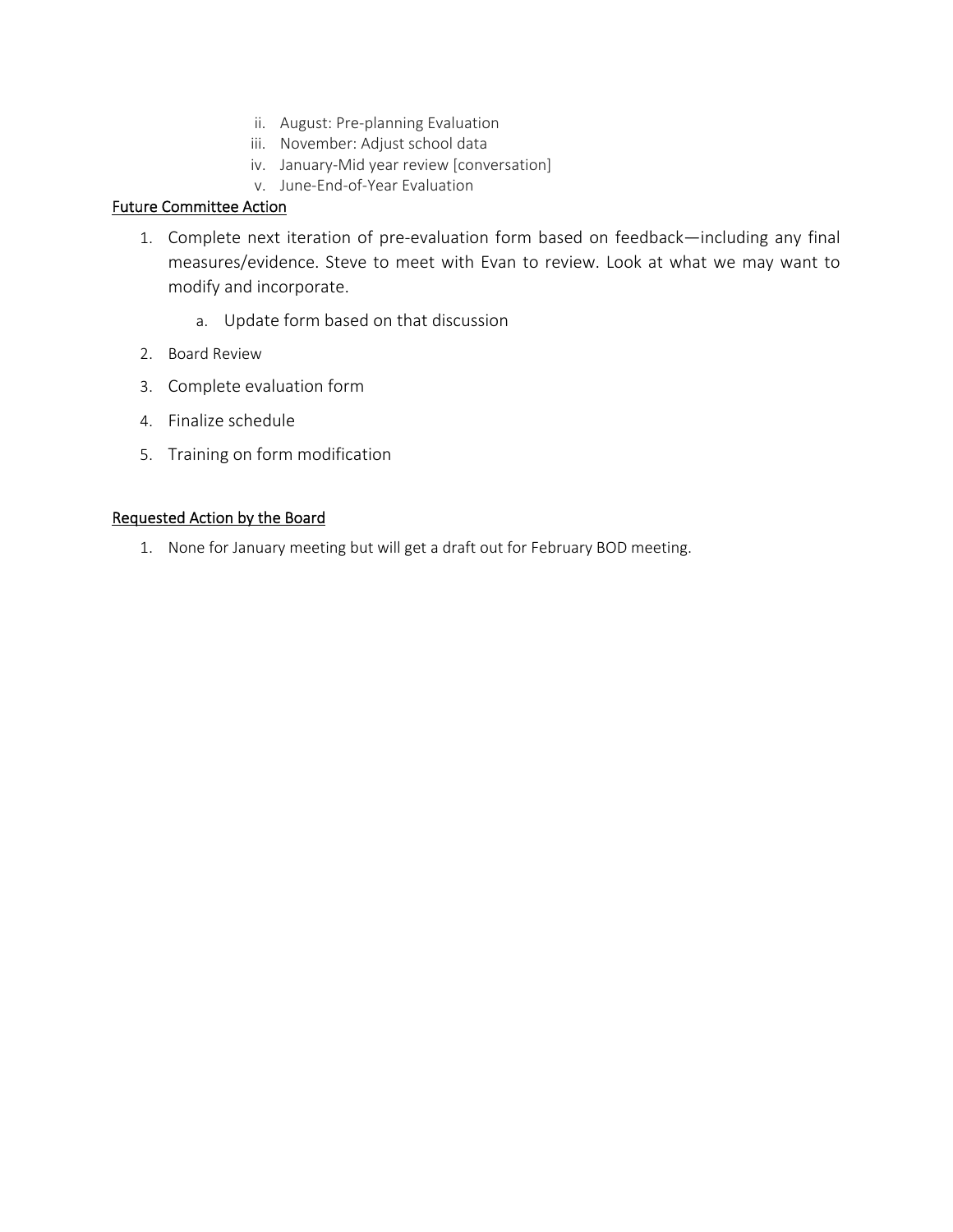ii. August: Pre-planning Evaluation
   iii. November: Adjust school data
   iv. January-Mid year review [conversation]
   v. June-End-of-Year Evaluation

Future Committee Action

1. Complete next iteration of pre-evaluation form based on feedback—including any final measures/evidence. Steve to meet with Evan to review. Look at what we may want to modify and incorporate.
   a. Update form based on that discussion
2. Board Review
3. Complete evaluation form
4. Finalize schedule
5. Training on form modification

Requested Action by the Board

1. None for January meeting but will get a draft out for February BOD meeting.